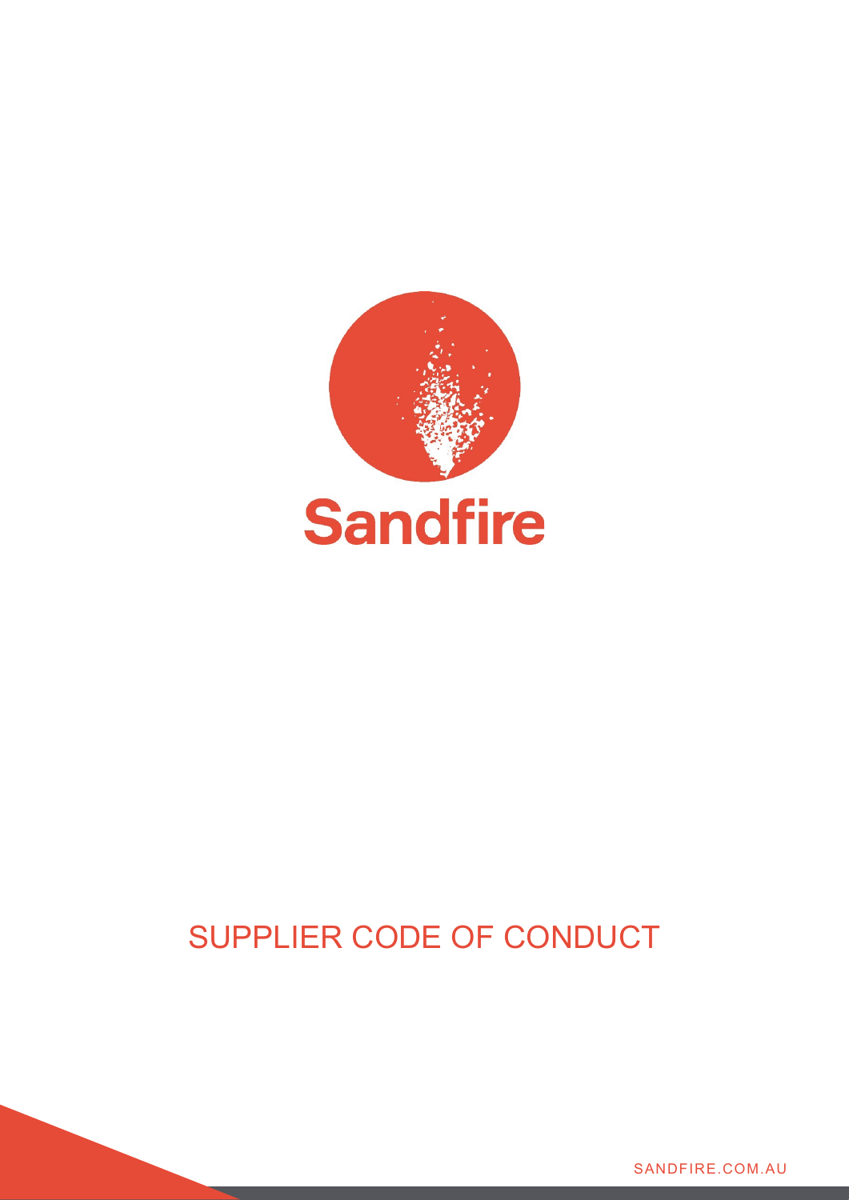Sandfire

# SUPPLIER CODE OF CONDUCT

SANDFIRE.COM.AU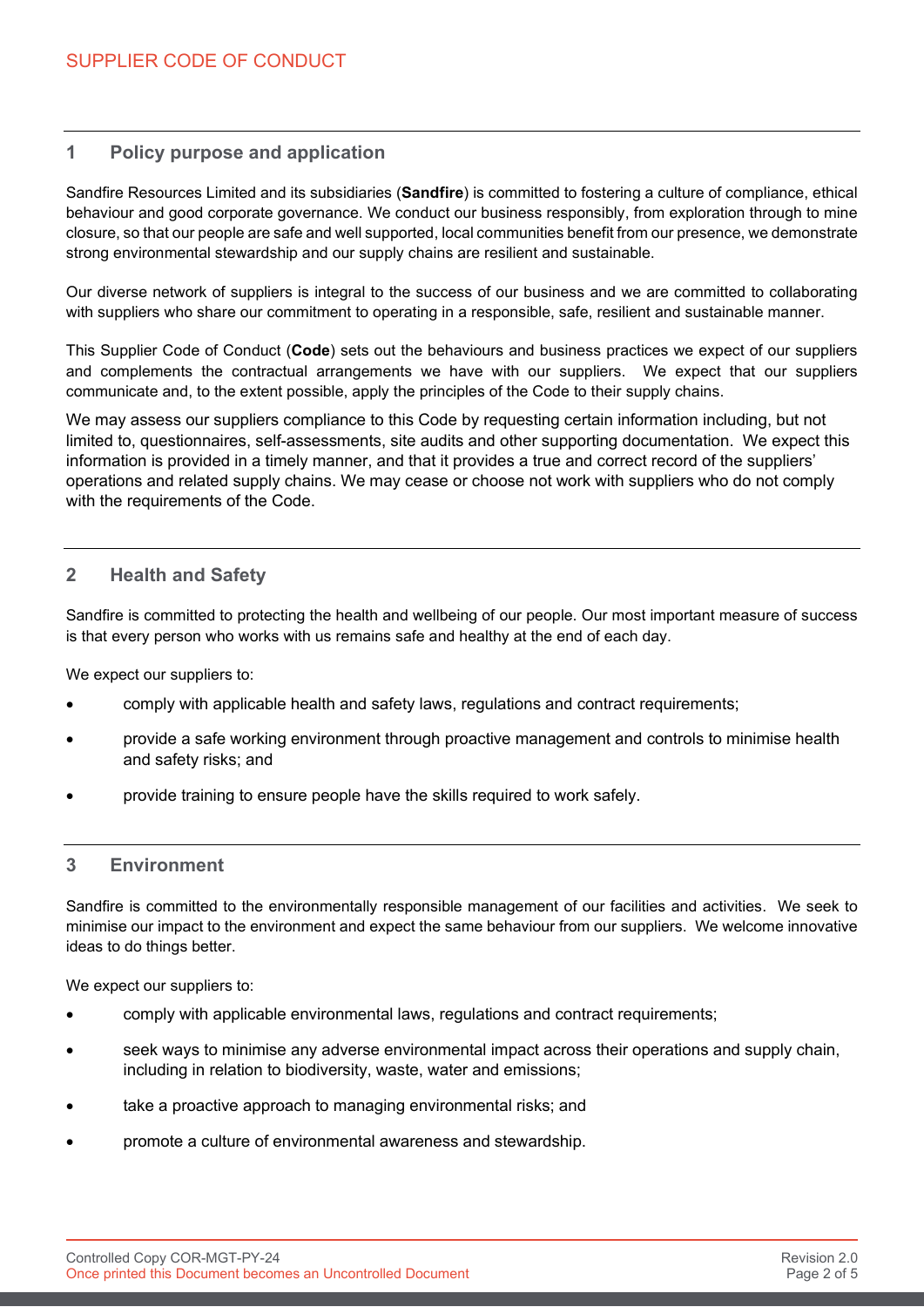## 1 Policy purpose and application

Sandfire Resources Limited and its subsidiaries (**Sandfire**) is committed to fostering a culture of compliance, ethical behaviour and good corporate governance. We conduct our business responsibly, from exploration through to mine closure, so that our people are safe and well supported, local communities benefit from our presence, we demonstrate strong environmental stewardship and our supply chains are resilient and sustainable.

Our diverse network of suppliers is integral to the success of our business and we are committed to collaborating with suppliers who share our commitment to operating in a responsible, safe, resilient and sustainable manner.

This Supplier Code of Conduct (**Code**) sets out the behaviours and business practices we expect of our suppliers and complements the contractual arrangements we have with our suppliers. We expect that our suppliers communicate and, to the extent possible, apply the principles of the Code to their supply chains.

We may assess our suppliers compliance to this Code by requesting certain information including, but not limited to, questionnaires, self-assessments, site audits and other supporting documentation. We expect this information is provided in a timely manner, and that it provides a true and correct record of the suppliers' operations and related supply chains. We may cease or choose not work with suppliers who do not comply with the requirements of the Code.

## 2 Health and Safety

Sandfire is committed to protecting the health and wellbeing of our people. Our most important measure of success is that every person who works with us remains safe and healthy at the end of each day.

We expect our suppliers to:

- comply with applicable health and safety laws, regulations and contract requirements;
- provide a safe working environment through proactive management and controls to minimise health and safety risks; and
- provide training to ensure people have the skills required to work safely.

## 3 Environment

Sandfire is committed to the environmentally responsible management of our facilities and activities. We seek to minimise our impact to the environment and expect the same behaviour from our suppliers. We welcome innovative ideas to do things better.

We expect our suppliers to:

- comply with applicable environmental laws, regulations and contract requirements;
- seek ways to minimise any adverse environmental impact across their operations and supply chain, including in relation to biodiversity, waste, water and emissions;
- take a proactive approach to managing environmental risks; and
- promote a culture of environmental awareness and stewardship.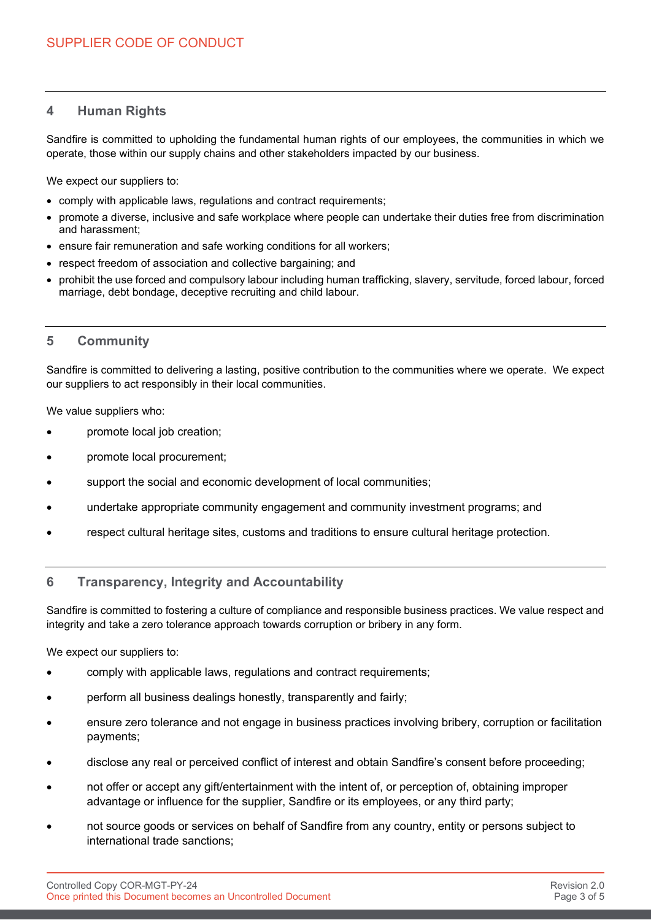## 4 Human Rights

Sandfire is committed to upholding the fundamental human rights of our employees, the communities in which we operate, those within our supply chains and other stakeholders impacted by our business.

We expect our suppliers to:

- comply with applicable laws, regulations and contract requirements;
- promote a diverse, inclusive and safe workplace where people can undertake their duties free from discrimination and harassment;
- ensure fair remuneration and safe working conditions for all workers;
- respect freedom of association and collective bargaining; and
- prohibit the use forced and compulsory labour including human trafficking, slavery, servitude, forced labour, forced marriage, debt bondage, deceptive recruiting and child labour.

## 5 Community

Sandfire is committed to delivering a lasting, positive contribution to the communities where we operate. We expect our suppliers to act responsibly in their local communities.

We value suppliers who:

- promote local job creation;
- promote local procurement;
- support the social and economic development of local communities;
- undertake appropriate community engagement and community investment programs; and
- respect cultural heritage sites, customs and traditions to ensure cultural heritage protection.

## 6 Transparency, Integrity and Accountability

Sandfire is committed to fostering a culture of compliance and responsible business practices. We value respect and integrity and take a zero tolerance approach towards corruption or bribery in any form.

We expect our suppliers to:

- comply with applicable laws, regulations and contract requirements;
- perform all business dealings honestly, transparently and fairly;
- ensure zero tolerance and not engage in business practices involving bribery, corruption or facilitation payments;
- disclose any real or perceived conflict of interest and obtain Sandfire's consent before proceeding;
- not offer or accept any gift/entertainment with the intent of, or perception of, obtaining improper advantage or influence for the supplier, Sandfire or its employees, or any third party;
- not source goods or services on behalf of Sandfire from any country, entity or persons subject to international trade sanctions;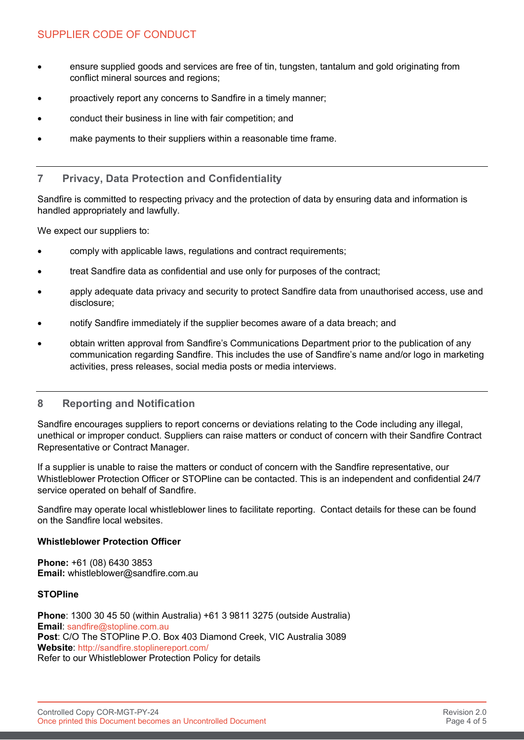- ensure supplied goods and services are free of tin, tungsten, tantalum and gold originating from conflict mineral sources and regions;
- proactively report any concerns to Sandfire in a timely manner;
- conduct their business in line with fair competition; and
- make payments to their suppliers within a reasonable time frame.

## 7 Privacy, Data Protection and Confidentiality

Sandfire is committed to respecting privacy and the protection of data by ensuring data and information is handled appropriately and lawfully.

We expect our suppliers to:

- comply with applicable laws, regulations and contract requirements;
- treat Sandfire data as confidential and use only for purposes of the contract;
- apply adequate data privacy and security to protect Sandfire data from unauthorised access, use and disclosure;
- notify Sandfire immediately if the supplier becomes aware of a data breach; and
- obtain written approval from Sandfire's Communications Department prior to the publication of any communication regarding Sandfire. This includes the use of Sandfire's name and/or logo in marketing activities, press releases, social media posts or media interviews.

## 8 Reporting and Notification

Sandfire encourages suppliers to report concerns or deviations relating to the Code including any illegal, unethical or improper conduct. Suppliers can raise matters or conduct of concern with their Sandfire Contract Representative or Contract Manager.

If a supplier is unable to raise the matters or conduct of concern with the Sandfire representative, our Whistleblower Protection Officer or STOPline can be contacted. This is an independent and confidential 24/7 service operated on behalf of Sandfire.

Sandfire may operate local whistleblower lines to facilitate reporting. Contact details for these can be found on the Sandfire local websites.

**Whistleblower Protection Officer**

**Phone:** +61 (08) 6430 3853
**Email:** whistleblower@sandfire.com.au

**STOPline**

**Phone**: 1300 30 45 50 (within Australia) +61 3 9811 3275 (outside Australia)
**Email**: sandfire@stopline.com.au
**Post**: C/O The STOPline P.O. Box 403 Diamond Creek, VIC Australia 3089
**Website**: http://sandfire.stoplinereport.com/
Refer to our Whistleblower Protection Policy for details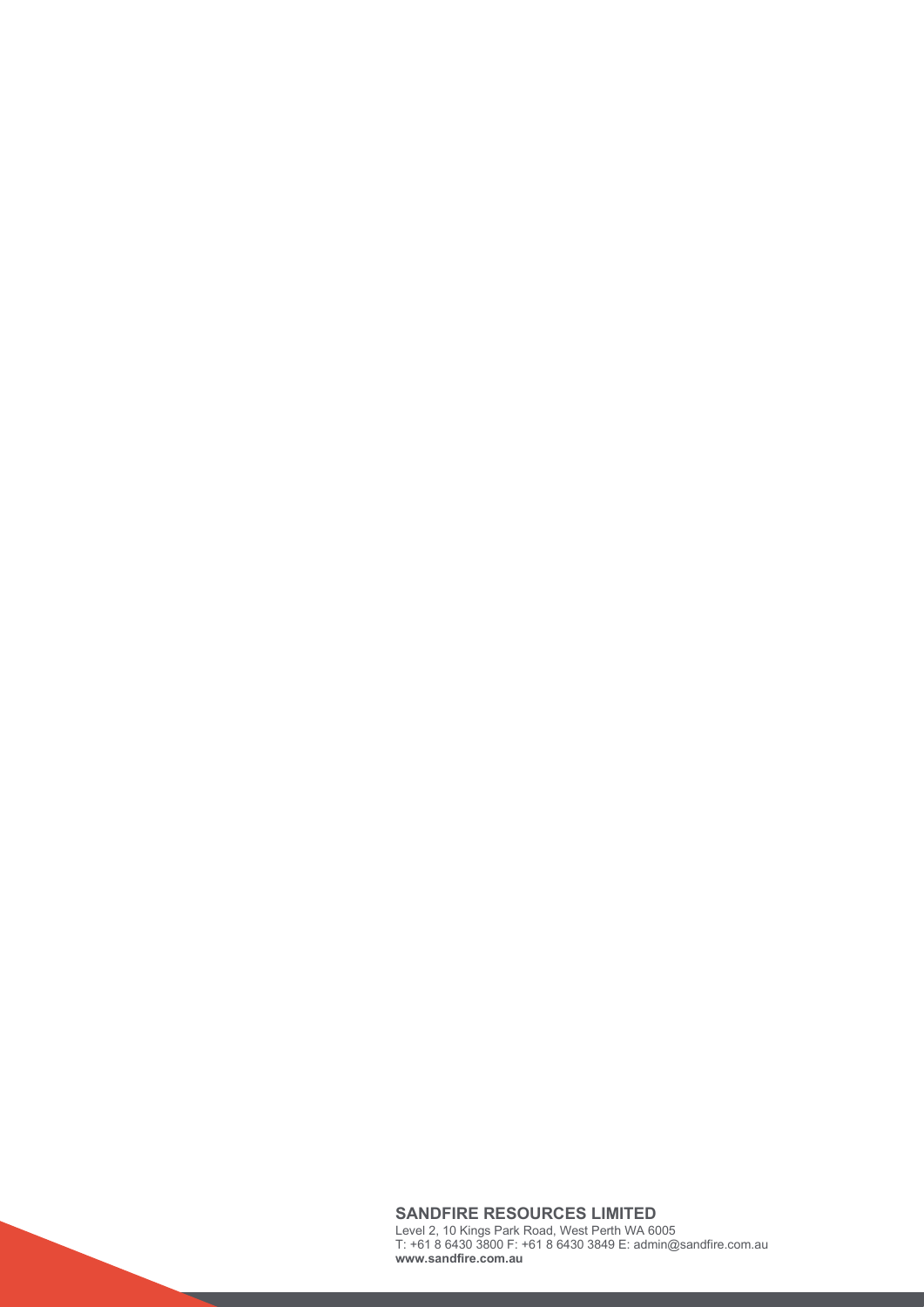**SANDFIRE RESOURCES LIMITED**
Level 2, 10 Kings Park Road, West Perth WA 6005
T: +61 8 6430 3800 F: +61 8 6430 3849 E: admin@sandfire.com.au
**www.sandfire.com.au**